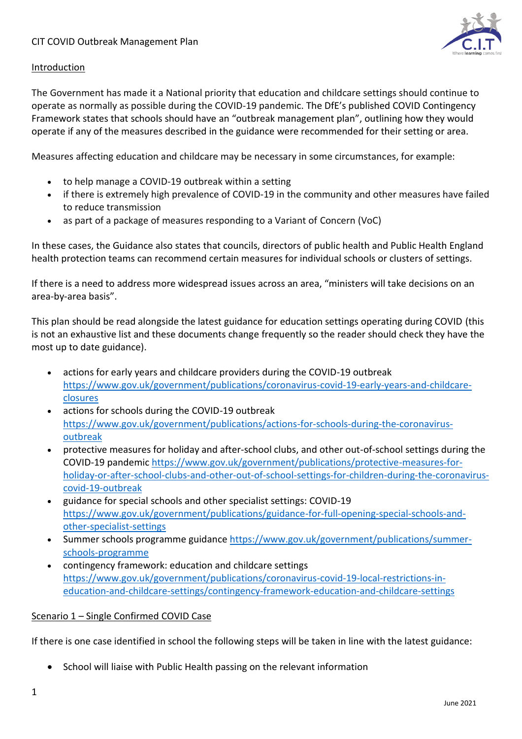# CIT COVID Outbreak Management Plan

## Introduction

The Government has made it a National priority that education and childcare settings should continue to operate as normally as possible during the COVID-19 pandemic. The DfE's published COVID Contingency Framework states that schools should have an "outbreak management plan", outlining how they would operate if any of the measures described in the guidance were recommended for their setting or area.

Measures affecting education and childcare may be necessary in some circumstances, for example:

- to help manage a COVID-19 outbreak within a setting
- if there is extremely high prevalence of COVID-19 in the community and other measures have failed to reduce transmission
- as part of a package of measures responding to a Variant of Concern (VoC)

In these cases, the Guidance also states that councils, directors of public health and Public Health England health protection teams can recommend certain measures for individual schools or clusters of settings.

If there is a need to address more widespread issues across an area, "ministers will take decisions on an area-by-area basis".

This plan should be read alongside the latest guidance for education settings operating during COVID (this is not an exhaustive list and these documents change frequently so the reader should check they have the most up to date guidance).

- actions for early years and childcare providers during the COVID-19 outbreak https://www.gov.uk/government/publications/coronavirus-covid-19-early-years-and-childcare-closures
- actions for schools during the COVID-19 outbreak https://www.gov.uk/government/publications/actions-for-schools-during-the-coronavirus-outbreak
- protective measures for holiday and after-school clubs, and other out-of-school settings during the COVID-19 pandemic https://www.gov.uk/government/publications/protective-measures-for-holiday-or-after-school-clubs-and-other-out-of-school-settings-for-children-during-the-coronavirus-covid-19-outbreak
- guidance for special schools and other specialist settings: COVID-19 https://www.gov.uk/government/publications/guidance-for-full-opening-special-schools-and-other-specialist-settings
- Summer schools programme guidance https://www.gov.uk/government/publications/summer-schools-programme
- contingency framework: education and childcare settings https://www.gov.uk/government/publications/coronavirus-covid-19-local-restrictions-in-education-and-childcare-settings/contingency-framework-education-and-childcare-settings

## Scenario 1 – Single Confirmed COVID Case

If there is one case identified in school the following steps will be taken in line with the latest guidance:

- School will liaise with Public Health passing on the relevant information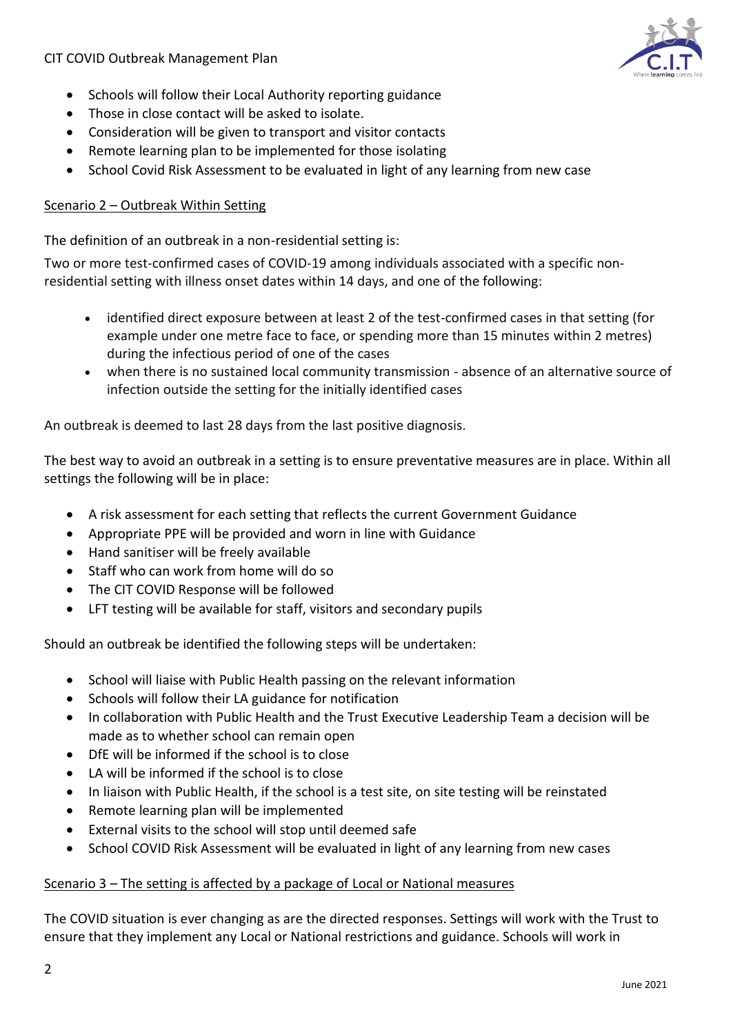- Schools will follow their Local Authority reporting guidance
- Those in close contact will be asked to isolate.
- Consideration will be given to transport and visitor contacts
- Remote learning plan to be implemented for those isolating
- School Covid Risk Assessment to be evaluated in light of any learning from new case

<u>Scenario 2 – Outbreak Within Setting</u>

The definition of an outbreak in a non-residential setting is:

Two or more test-confirmed cases of COVID-19 among individuals associated with a specific non-residential setting with illness onset dates within 14 days, and one of the following:

- identified direct exposure between at least 2 of the test-confirmed cases in that setting (for example under one metre face to face, or spending more than 15 minutes within 2 metres) during the infectious period of one of the cases
- when there is no sustained local community transmission - absence of an alternative source of infection outside the setting for the initially identified cases

An outbreak is deemed to last 28 days from the last positive diagnosis.

The best way to avoid an outbreak in a setting is to ensure preventative measures are in place. Within all settings the following will be in place:

- A risk assessment for each setting that reflects the current Government Guidance
- Appropriate PPE will be provided and worn in line with Guidance
- Hand sanitiser will be freely available
- Staff who can work from home will do so
- The CIT COVID Response will be followed
- LFT testing will be available for staff, visitors and secondary pupils

Should an outbreak be identified the following steps will be undertaken:

- School will liaise with Public Health passing on the relevant information
- Schools will follow their LA guidance for notification
- In collaboration with Public Health and the Trust Executive Leadership Team a decision will be made as to whether school can remain open
- DfE will be informed if the school is to close
- LA will be informed if the school is to close
- In liaison with Public Health, if the school is a test site, on site testing will be reinstated
- Remote learning plan will be implemented
- External visits to the school will stop until deemed safe
- School COVID Risk Assessment will be evaluated in light of any learning from new cases

<u>Scenario 3 – The setting is affected by a package of Local or National measures</u>

The COVID situation is ever changing as are the directed responses. Settings will work with the Trust to ensure that they implement any Local or National restrictions and guidance. Schools will work in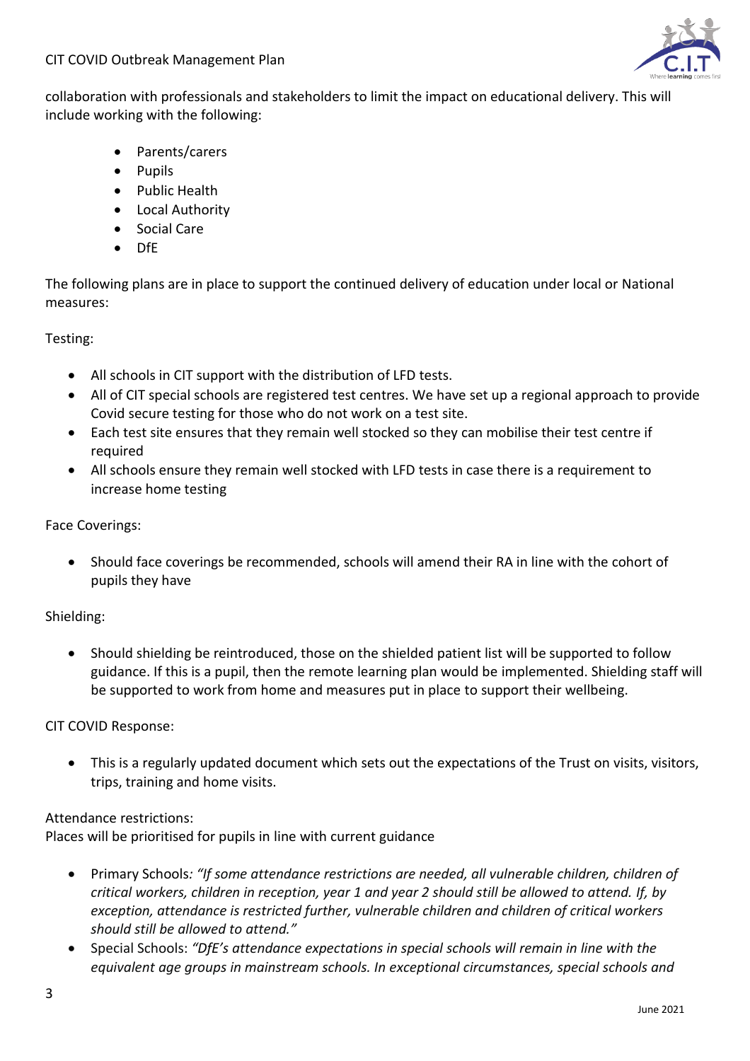collaboration with professionals and stakeholders to limit the impact on educational delivery. This will include working with the following:

- Parents/carers
- Pupils
- Public Health
- Local Authority
- Social Care
- DfE

The following plans are in place to support the continued delivery of education under local or National measures:

Testing:

- All schools in CIT support with the distribution of LFD tests.
- All of CIT special schools are registered test centres. We have set up a regional approach to provide Covid secure testing for those who do not work on a test site.
- Each test site ensures that they remain well stocked so they can mobilise their test centre if required
- All schools ensure they remain well stocked with LFD tests in case there is a requirement to increase home testing

Face Coverings:

- Should face coverings be recommended, schools will amend their RA in line with the cohort of pupils they have

Shielding:

- Should shielding be reintroduced, those on the shielded patient list will be supported to follow guidance. If this is a pupil, then the remote learning plan would be implemented. Shielding staff will be supported to work from home and measures put in place to support their wellbeing.

CIT COVID Response:

- This is a regularly updated document which sets out the expectations of the Trust on visits, visitors, trips, training and home visits.

Attendance restrictions:
Places will be prioritised for pupils in line with current guidance

- Primary Schools*: "If some attendance restrictions are needed, all vulnerable children, children of critical workers, children in reception, year 1 and year 2 should still be allowed to attend. If, by exception, attendance is restricted further, vulnerable children and children of critical workers should still be allowed to attend."*
- Special Schools: *"DfE's attendance expectations in special schools will remain in line with the equivalent age groups in mainstream schools. In exceptional circumstances, special schools and*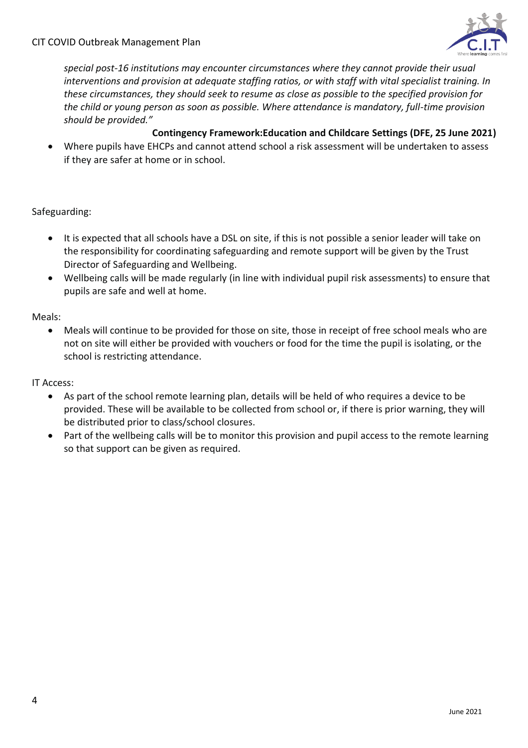*special post-16 institutions may encounter circumstances where they cannot provide their usual interventions and provision at adequate staffing ratios, or with staff with vital specialist training. In these circumstances, they should seek to resume as close as possible to the specified provision for the child or young person as soon as possible. Where attendance is mandatory, full-time provision should be provided."*

**Contingency Framework:Education and Childcare Settings (DFE, 25 June 2021)**

- Where pupils have EHCPs and cannot attend school a risk assessment will be undertaken to assess if they are safer at home or in school.

Safeguarding:

- It is expected that all schools have a DSL on site, if this is not possible a senior leader will take on the responsibility for coordinating safeguarding and remote support will be given by the Trust Director of Safeguarding and Wellbeing.
- Wellbeing calls will be made regularly (in line with individual pupil risk assessments) to ensure that pupils are safe and well at home.

Meals:

- Meals will continue to be provided for those on site, those in receipt of free school meals who are not on site will either be provided with vouchers or food for the time the pupil is isolating, or the school is restricting attendance.

IT Access:

- As part of the school remote learning plan, details will be held of who requires a device to be provided. These will be available to be collected from school or, if there is prior warning, they will be distributed prior to class/school closures.
- Part of the wellbeing calls will be to monitor this provision and pupil access to the remote learning so that support can be given as required.